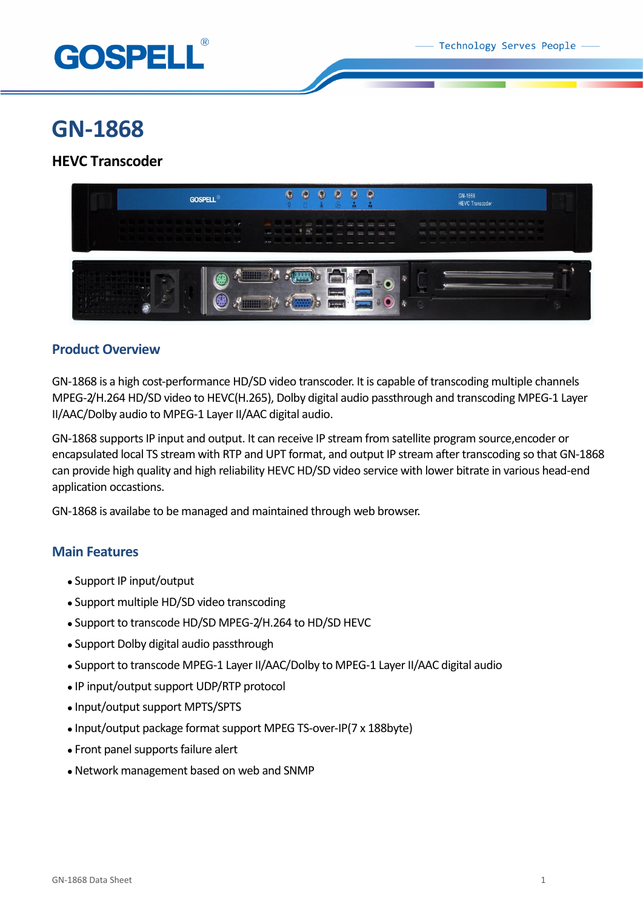# GN-1868

## HEVC Transcoder

## Product Overview

GN-1868 is a high cost-performance HD/SD video transcoder. It is capable of transcoding multiple channels MPEG-2/H.264 HD/SD video to HEVC(H.265), Dolby digital audio passthrough and transcoding MPEG-1 Layer II/AAC/Dolby audio to MPEG-1 Layer II/AAC digital audio.

GN-1868 supports IP input and output. It can receive IP stream from satellite program source,encoder or encapsulated local TS stream with RTP and UPT format, and output IP stream after transcoding so that GN-1868 can provide high quality and high reliability HEVC HD/SD video service with lower bitrate in various head-end application occastions.

GN-1868 is availabe to be managed and maintained through web browser.

## Main Features

- Support IP input/output
- Support multiple HD/SD video transcoding
- Support to transcode HD/SD MPEG-2/H.264 to HD/SD HEVC
- Support Dolby digital audio passthrough
- Support to transcode MPEG-1 Layer II/AAC/Dolby to MPEG-1 Layer II/AAC digital audio
- IP input/output support UDP/RTP protocol
- Input/output support MPTS/SPTS
- Input/output package format support MPEG TS-over-IP(7 x 188byte)
- Front panel supports failure alert
- Network management based on web and SNMP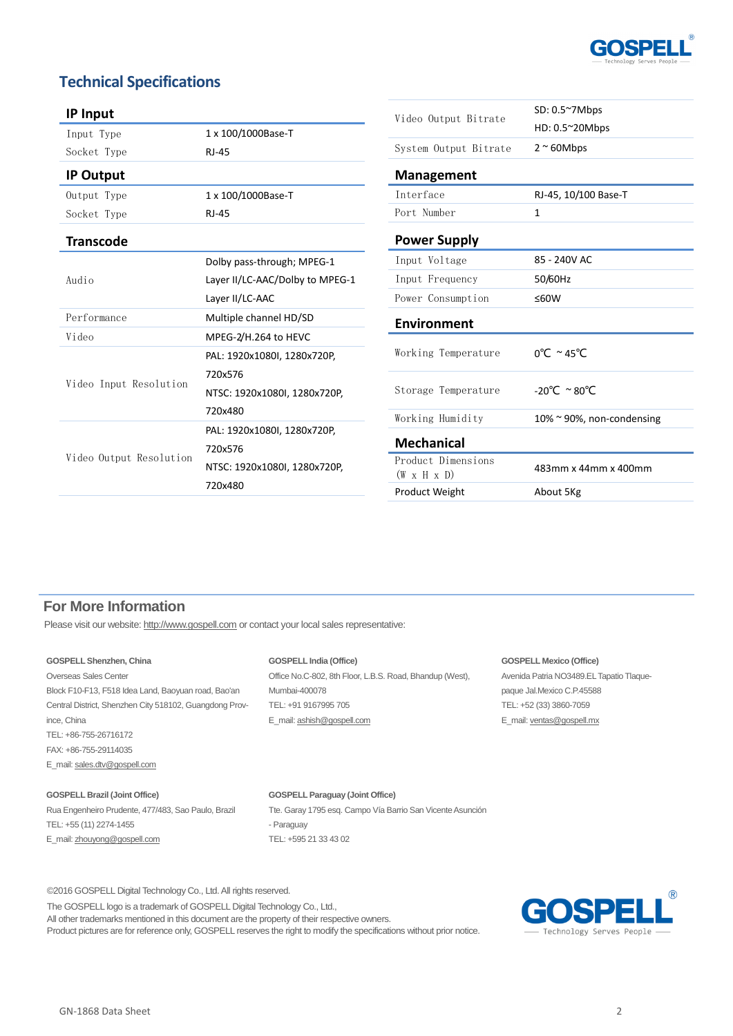## Technical Specifications

### IP Input

| | |
|---|---|
| Input Type | 1 x 100/1000Base-T |
| Socket Type | RJ-45 |

### IP Output

| | |
|---|---|
| Output Type | 1 x 100/1000Base-T |
| Socket Type | RJ-45 |

### Transcode

| | |
|---|---|
| Audio | Dolby pass-through; MPEG-1 Layer II/LC-AAC/Dolby to MPEG-1 Layer II/LC-AAC |
| Performance | Multiple channel HD/SD |
| Video | MPEG-2/H.264 to HEVC |
| Video Input Resolution | PAL: 1920x1080I, 1280x720P, 720x576<br>NTSC: 1920x1080I, 1280x720P, 720x480 |
| Video Output Resolution | PAL: 1920x1080I, 1280x720P, 720x576<br>NTSC: 1920x1080I, 1280x720P, 720x480 |
| Video Output Bitrate | SD: 0.5~7Mbps<br>HD: 0.5~20Mbps |
| System Output Bitrate | 2 ~ 60Mbps |

### Management

| | |
|---|---|
| Interface | RJ-45, 10/100 Base-T |
| Port Number | 1 |

### Power Supply

| | |
|---|---|
| Input Voltage | 85 - 240V AC |
| Input Frequency | 50/60Hz |
| Power Consumption | ≤60W |

### Environment

| | |
|---|---|
| Working Temperature | 0℃ ~ 45℃ |
| Storage Temperature | -20℃ ~ 80℃ |
| Working Humidity | 10% ~ 90%, non-condensing |

### Mechanical

| | |
|---|---|
| Product Dimensions (W x H x D) | 483mm x 44mm x 400mm |
| Product Weight | About 5Kg |

## For More Information

Please visit our website: http://www.gospell.com or contact your local sales representative:

**GOSPELL Shenzhen, China**
Overseas Sales Center
Block F10-F13, F518 Idea Land, Baoyuan road, Bao'an Central District, Shenzhen City 518102, Guangdong Province, China
TEL: +86-755-26716172
FAX: +86-755-29114035
E_mail: sales.dtv@gospell.com

**GOSPELL India (Office)**
Office No.C-802, 8th Floor, L.B.S. Road, Bhandup (West), Mumbai-400078
TEL: +91 9167995 705
E_mail: ashish@gospell.com

**GOSPELL Mexico (Office)**
Avenida Patria NO3489.EL Tapatio Tlaquepaque Jal.Mexico C.P.45588
TEL: +52 (33) 3860-7059
E_mail: ventas@gospell.mx

**GOSPELL Brazil (Joint Office)**
Rua Engenheiro Prudente, 477/483, Sao Paulo, Brazil
TEL: +55 (11) 2274-1455
E_mail: zhouyong@gospell.com

**GOSPELL Paraguay (Joint Office)**
Tte. Garay 1795 esq. Campo Vía Barrio San Vicente Asunción - Paraguay
TEL: +595 21 33 43 02

©2016 GOSPELL Digital Technology Co., Ltd. All rights reserved.

The GOSPELL logo is a trademark of GOSPELL Digital Technology Co., Ltd.,
All other trademarks mentioned in this document are the property of their respective owners.
Product pictures are for reference only, GOSPELL reserves the right to modify the specifications without prior notice.

GOSPELL®
Technology Serves People